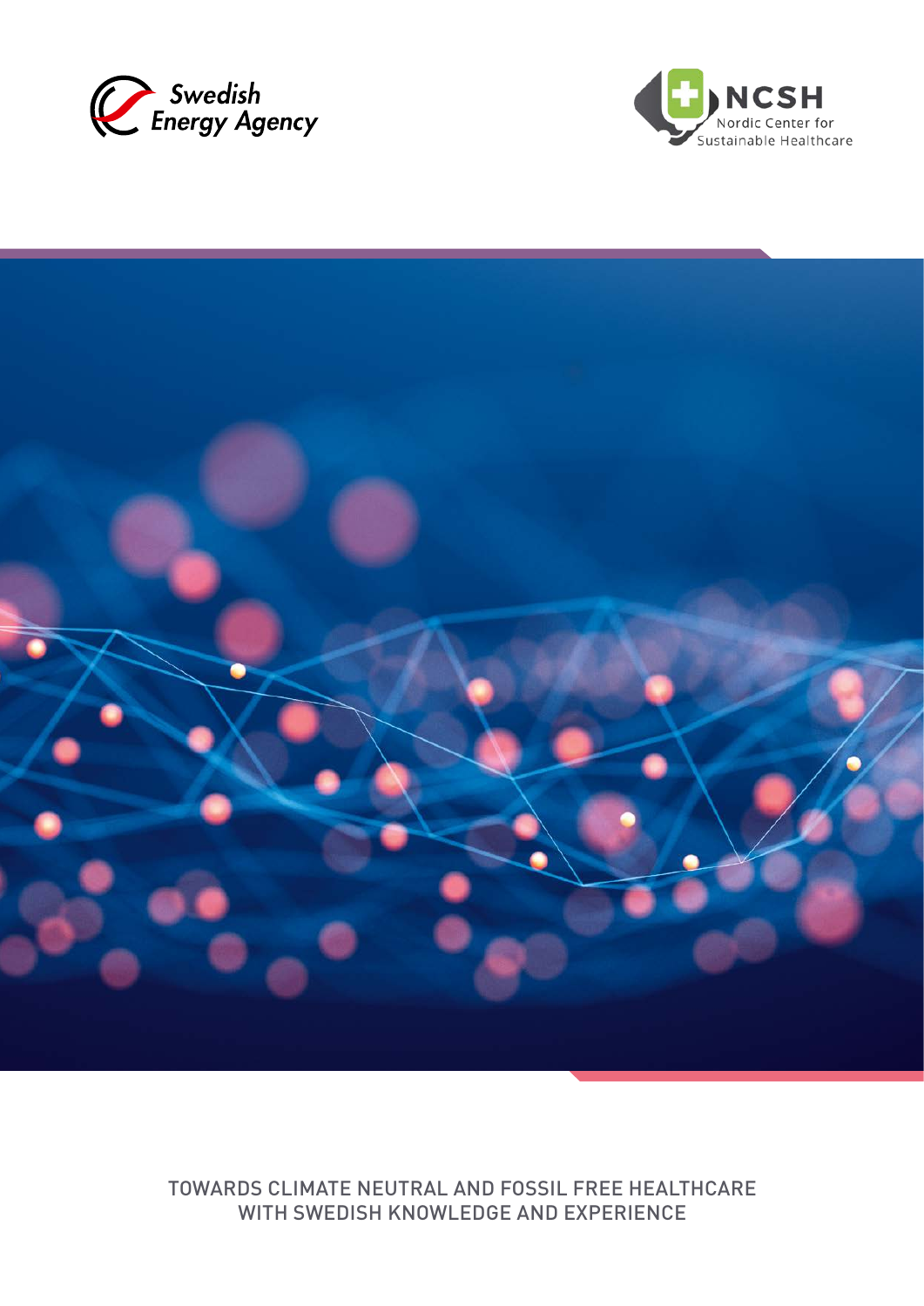Swedish Energy Agency

NCSH Nordic Center for Sustainable Healthcare

# TOWARDS CLIMATE NEUTRAL AND FOSSIL FREE HEALTHCARE WITH SWEDISH KNOWLEDGE AND EXPERIENCE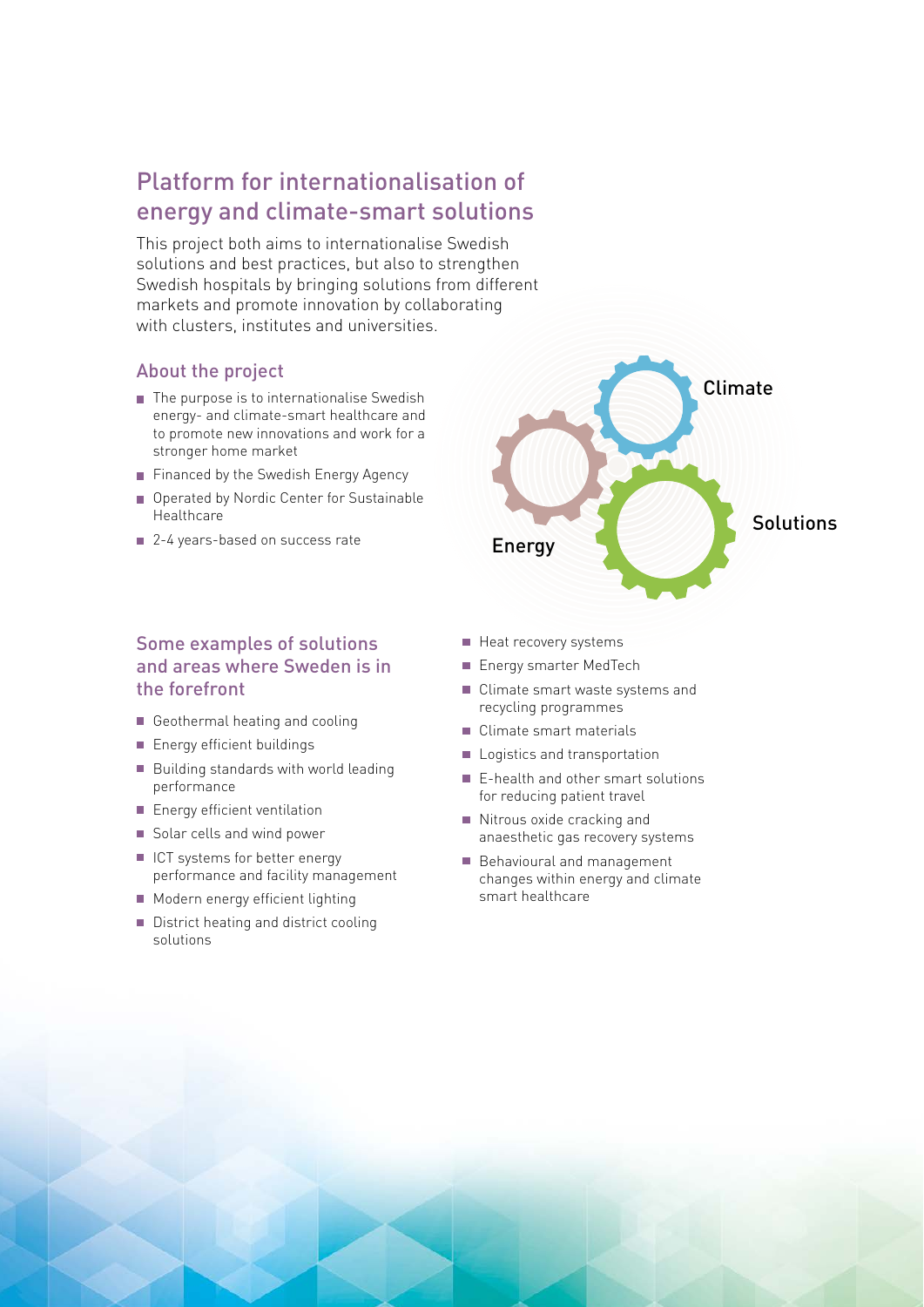## Platform for internationalisation of energy and climate-smart solutions

This project both aims to internationalise Swedish solutions and best practices, but also to strengthen Swedish hospitals by bringing solutions from different markets and promote innovation by collaborating with clusters, institutes and universities.

### About the project

- The purpose is to internationalise Swedish energy- and climate-smart healthcare and to promote new innovations and work for a stronger home market
- Financed by the Swedish Energy Agency
- Operated by Nordic Center for Sustainable Healthcare
- 2-4 years-based on success rate

Climate

Energy

Solutions

### Some examples of solutions and areas where Sweden is in the forefront

- Geothermal heating and cooling
- Energy efficient buildings
- Building standards with world leading performance
- Energy efficient ventilation
- Solar cells and wind power
- ICT systems for better energy performance and facility management
- Modern energy efficient lighting
- District heating and district cooling solutions
- Heat recovery systems
- Energy smarter MedTech
- Climate smart waste systems and recycling programmes
- Climate smart materials
- Logistics and transportation
- E-health and other smart solutions for reducing patient travel
- Nitrous oxide cracking and anaesthetic gas recovery systems
- Behavioural and management changes within energy and climate smart healthcare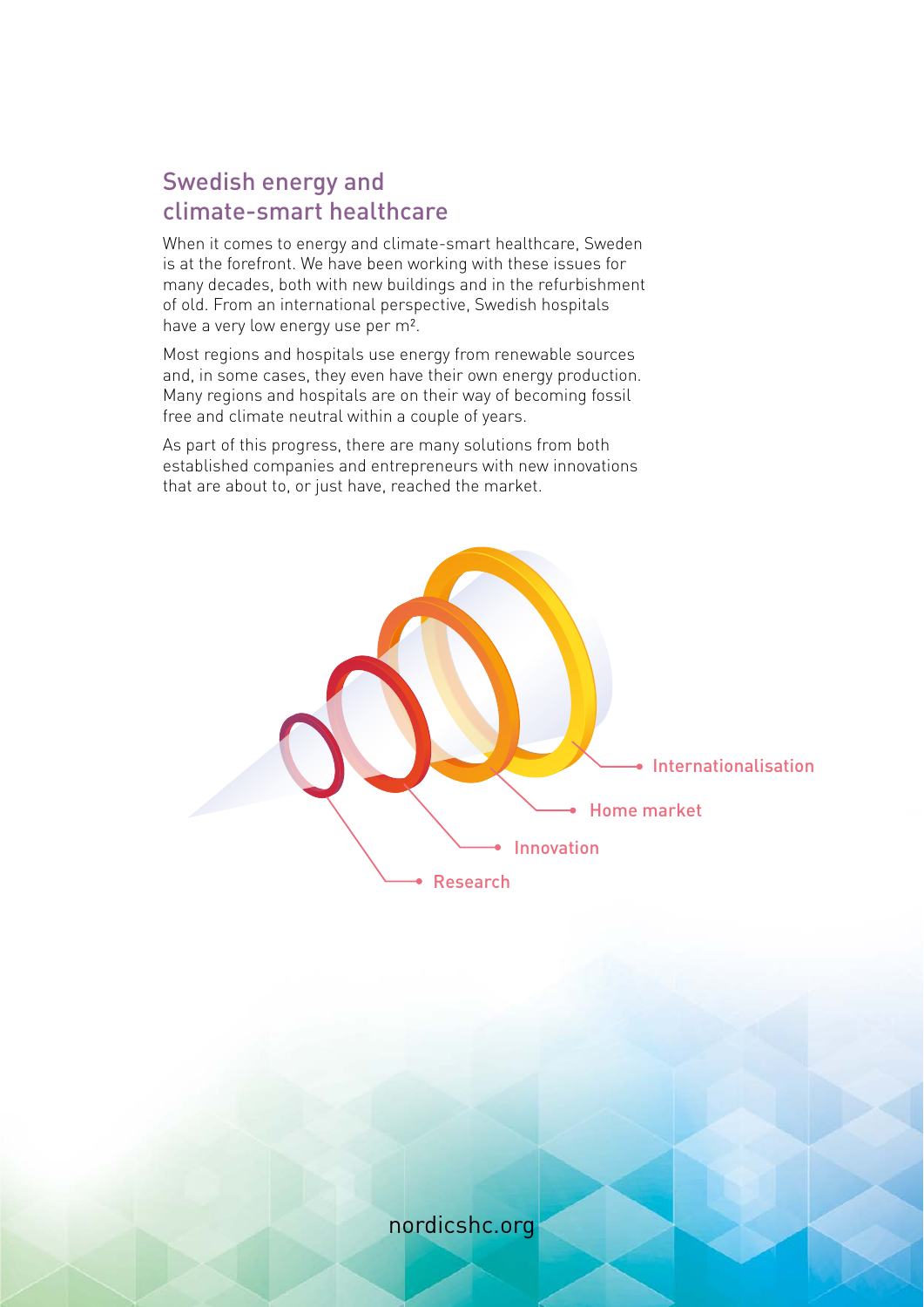## Swedish energy and climate-smart healthcare

When it comes to energy and climate-smart healthcare, Sweden is at the forefront. We have been working with these issues for many decades, both with new buildings and in the refurbishment of old. From an international perspective, Swedish hospitals have a very low energy use per m².

Most regions and hospitals use energy from renewable sources and, in some cases, they even have their own energy production. Many regions and hospitals are on their way of becoming fossil free and climate neutral within a couple of years.

As part of this progress, there are many solutions from both established companies and entrepreneurs with new innovations that are about to, or just have, reached the market.

Internationalisation

Home market

Innovation

Research

nordicshc.org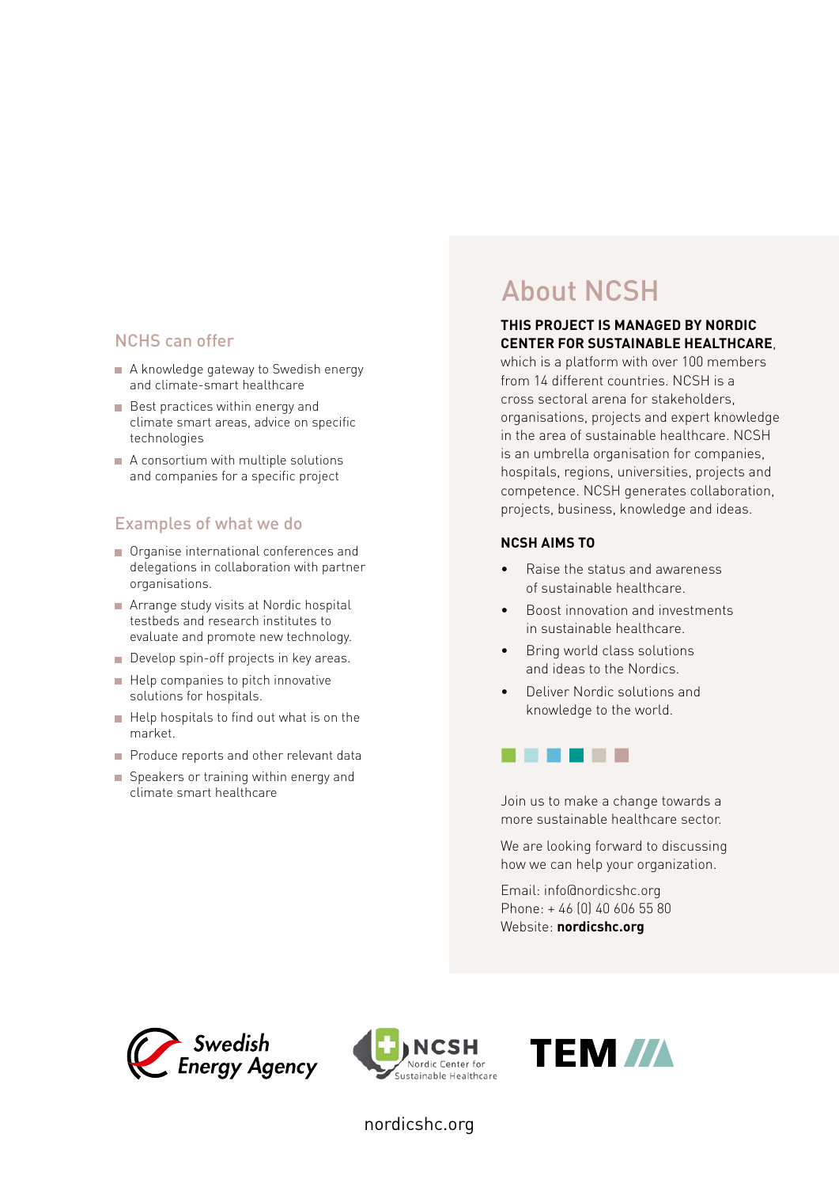## NCHS can offer

- A knowledge gateway to Swedish energy and climate-smart healthcare
- Best practices within energy and climate smart areas, advice on specific technologies
- A consortium with multiple solutions and companies for a specific project

## Examples of what we do

- Organise international conferences and delegations in collaboration with partner organisations.
- Arrange study visits at Nordic hospital testbeds and research institutes to evaluate and promote new technology.
- Develop spin-off projects in key areas.
- Help companies to pitch innovative solutions for hospitals.
- Help hospitals to find out what is on the market.
- Produce reports and other relevant data
- Speakers or training within energy and climate smart healthcare

# About NCSH

**THIS PROJECT IS MANAGED BY NORDIC CENTER FOR SUSTAINABLE HEALTHCARE**, which is a platform with over 100 members from 14 different countries. NCSH is a cross sectoral arena for stakeholders, organisations, projects and expert knowledge in the area of sustainable healthcare. NCSH is an umbrella organisation for companies, hospitals, regions, universities, projects and competence. NCSH generates collaboration, projects, business, knowledge and ideas.

**NCSH AIMS TO**

- Raise the status and awareness of sustainable healthcare.
- Boost innovation and investments in sustainable healthcare.
- Bring world class solutions and ideas to the Nordics.
- Deliver Nordic solutions and knowledge to the world.

Join us to make a change towards a more sustainable healthcare sector.

We are looking forward to discussing how we can help your organization.

Email: info@nordicshc.org
Phone: + 46 (0) 40 606 55 80
Website: **nordicshc.org**

Swedish Energy Agency

NCSH Nordic Center for Sustainable Healthcare

TEM

nordicshc.org